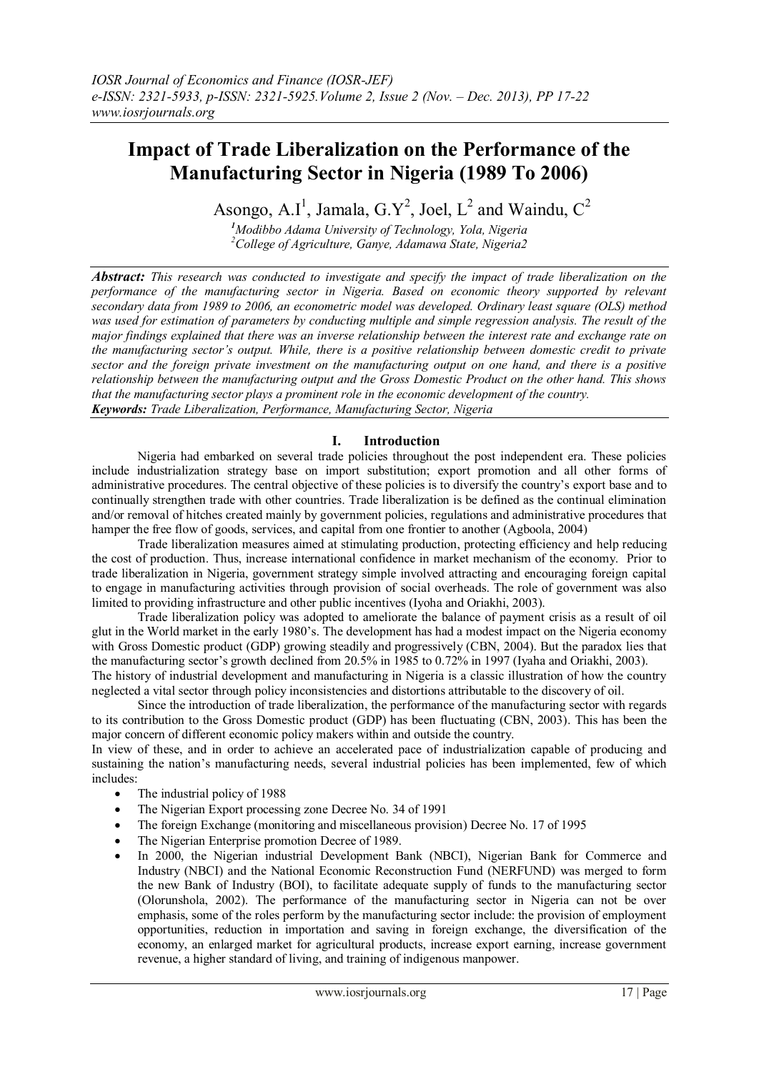# Impact of Trade Liberalization on the Performance of the Manufacturing Sector in Nigeria (1989 To 2006)

Asongo, A.I[1], Jamala, G.Y[2], Joel, L[2] and Waindu, C[2]

[1]*Modibbo Adama University of Technology, Yola, Nigeria*
[2]*College of Agriculture, Ganye, Adamawa State, Nigeria2*

***Abstract:*** *This research was conducted to investigate and specify the impact of trade liberalization on the performance of the manufacturing sector in Nigeria. Based on economic theory supported by relevant secondary data from 1989 to 2006, an econometric model was developed. Ordinary least square (OLS) method was used for estimation of parameters by conducting multiple and simple regression analysis. The result of the major findings explained that there was an inverse relationship between the interest rate and exchange rate on the manufacturing sector's output. While, there is a positive relationship between domestic credit to private sector and the foreign private investment on the manufacturing output on one hand, and there is a positive relationship between the manufacturing output and the Gross Domestic Product on the other hand. This shows that the manufacturing sector plays a prominent role in the economic development of the country.*

***Keywords:*** *Trade Liberalization, Performance, Manufacturing Sector, Nigeria*

## I. Introduction

Nigeria had embarked on several trade policies throughout the post independent era. These policies include industrialization strategy base on import substitution; export promotion and all other forms of administrative procedures. The central objective of these policies is to diversify the country's export base and to continually strengthen trade with other countries. Trade liberalization is defined as the continual elimination and/or removal of hitches created mainly by government policies, regulations and administrative procedures that hamper the free flow of goods, services, and capital from one frontier to another (Agboola, 2004)

Trade liberalization measures aimed at stimulating production, protecting efficiency and help reducing the cost of production. Thus, increase international confidence in market mechanism of the economy. Prior to trade liberalization in Nigeria, government strategy simple involved attracting and encouraging foreign capital to engage in manufacturing activities through provision of social overheads. The role of government was also limited to providing infrastructure and other public incentives (Iyoha and Oriakhi, 2003).

Trade liberalization policy was adopted to ameliorate the balance of payment crisis as a result of oil glut in the World market in the early 1980's. The development has had a modest impact on the Nigeria economy with Gross Domestic product (GDP) growing steadily and progressively (CBN, 2004). But the paradox lies that the manufacturing sector's growth declined from 20.5% in 1985 to 0.72% in 1997 (Iyaha and Oriakhi, 2003).

The history of industrial development and manufacturing in Nigeria is a classic illustration of how the country neglected a vital sector through policy inconsistencies and distortions attributable to the discovery of oil.

Since the introduction of trade liberalization, the performance of the manufacturing sector with regards to its contribution to the Gross Domestic product (GDP) has been fluctuating (CBN, 2003). This has been the major concern of different economic policy makers within and outside the country.

In view of these, and in order to achieve an accelerated pace of industrialization capable of producing and sustaining the nation's manufacturing needs, several industrial policies has been implemented, few of which includes:

- The industrial policy of 1988
- The Nigerian Export processing zone Decree No. 34 of 1991
- The foreign Exchange (monitoring and miscellaneous provision) Decree No. 17 of 1995
- The Nigerian Enterprise promotion Decree of 1989.
- In 2000, the Nigerian industrial Development Bank (NBCI), Nigerian Bank for Commerce and Industry (NBCI) and the National Economic Reconstruction Fund (NERFUND) was merged to form the new Bank of Industry (BOI), to facilitate adequate supply of funds to the manufacturing sector (Olorunshola, 2002). The performance of the manufacturing sector in Nigeria can not be over emphasis, some of the roles perform by the manufacturing sector include: the provision of employment opportunities, reduction in importation and saving in foreign exchange, the diversification of the economy, an enlarged market for agricultural products, increase export earning, increase government revenue, a higher standard of living, and training of indigenous manpower.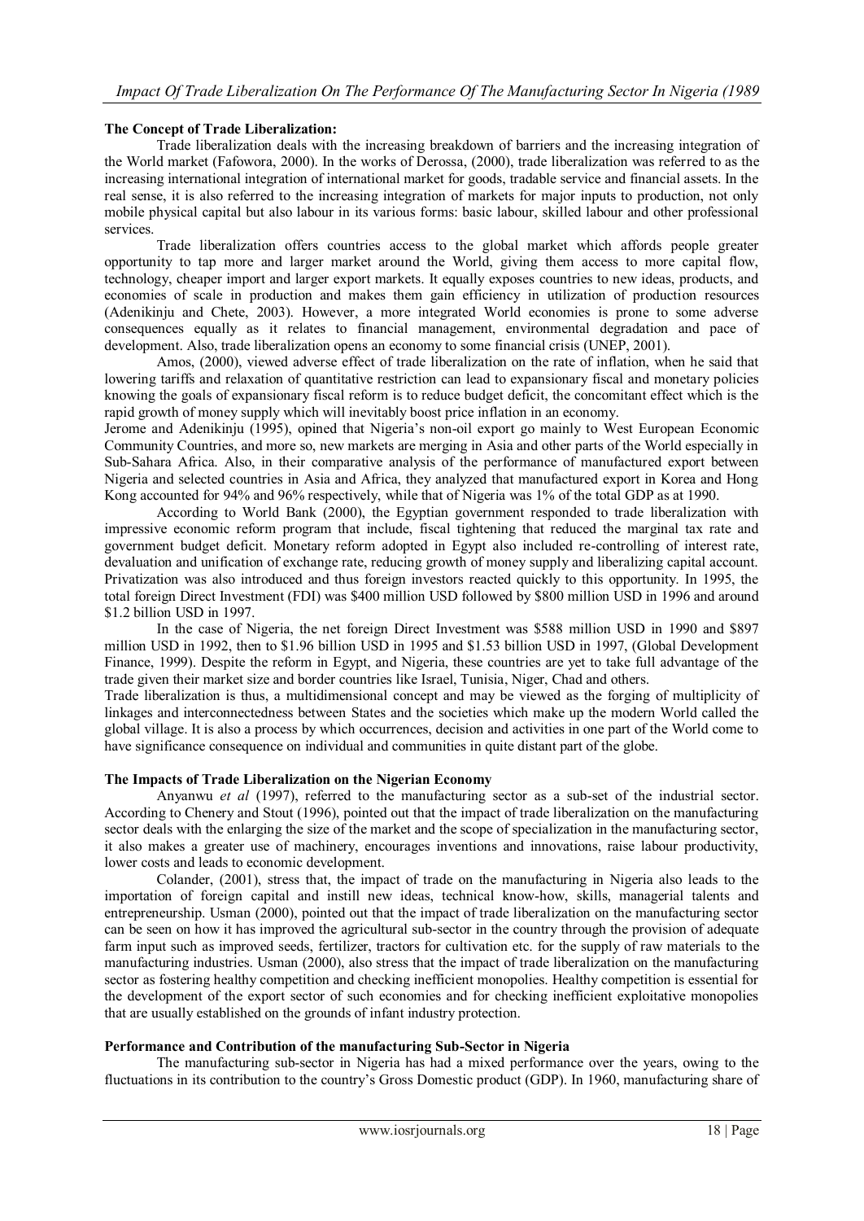**The Concept of Trade Liberalization:**

Trade liberalization deals with the increasing breakdown of barriers and the increasing integration of the World market (Fafowora, 2000). In the works of Derossa, (2000), trade liberalization was referred to as the increasing international integration of international market for goods, tradable service and financial assets. In the real sense, it is also referred to the increasing integration of markets for major inputs to production, not only mobile physical capital but also labour in its various forms: basic labour, skilled labour and other professional services.

Trade liberalization offers countries access to the global market which affords people greater opportunity to tap more and larger market around the World, giving them access to more capital flow, technology, cheaper import and larger export markets. It equally exposes countries to new ideas, products, and economies of scale in production and makes them gain efficiency in utilization of production resources (Adenikinju and Chete, 2003). However, a more integrated World economies is prone to some adverse consequences equally as it relates to financial management, environmental degradation and pace of development. Also, trade liberalization opens an economy to some financial crisis (UNEP, 2001).

Amos, (2000), viewed adverse effect of trade liberalization on the rate of inflation, when he said that lowering tariffs and relaxation of quantitative restriction can lead to expansionary fiscal and monetary policies knowing the goals of expansionary fiscal reform is to reduce budget deficit, the concomitant effect which is the rapid growth of money supply which will inevitably boost price inflation in an economy.

Jerome and Adenikinju (1995), opined that Nigeria's non-oil export go mainly to West European Economic Community Countries, and more so, new markets are merging in Asia and other parts of the World especially in Sub-Sahara Africa. Also, in their comparative analysis of the performance of manufactured export between Nigeria and selected countries in Asia and Africa, they analyzed that manufactured export in Korea and Hong Kong accounted for 94% and 96% respectively, while that of Nigeria was 1% of the total GDP as at 1990.

According to World Bank (2000), the Egyptian government responded to trade liberalization with impressive economic reform program that include, fiscal tightening that reduced the marginal tax rate and government budget deficit. Monetary reform adopted in Egypt also included re-controlling of interest rate, devaluation and unification of exchange rate, reducing growth of money supply and liberalizing capital account. Privatization was also introduced and thus foreign investors reacted quickly to this opportunity. In 1995, the total foreign Direct Investment (FDI) was $400 million USD followed by $800 million USD in 1996 and around $1.2 billion USD in 1997.

In the case of Nigeria, the net foreign Direct Investment was $588 million USD in 1990 and $897 million USD in 1992, then to $1.96 billion USD in 1995 and $1.53 billion USD in 1997, (Global Development Finance, 1999). Despite the reform in Egypt, and Nigeria, these countries are yet to take full advantage of the trade given their market size and border countries like Israel, Tunisia, Niger, Chad and others.

Trade liberalization is thus, a multidimensional concept and may be viewed as the forging of multiplicity of linkages and interconnectedness between States and the societies which make up the modern World called the global village. It is also a process by which occurrences, decision and activities in one part of the World come to have significance consequence on individual and communities in quite distant part of the globe.

**The Impacts of Trade Liberalization on the Nigerian Economy**

Anyanwu *et al* (1997), referred to the manufacturing sector as a sub-set of the industrial sector. According to Chenery and Stout (1996), pointed out that the impact of trade liberalization on the manufacturing sector deals with the enlarging the size of the market and the scope of specialization in the manufacturing sector, it also makes a greater use of machinery, encourages inventions and innovations, raise labour productivity, lower costs and leads to economic development.

Colander, (2001), stress that, the impact of trade on the manufacturing in Nigeria also leads to the importation of foreign capital and instill new ideas, technical know-how, skills, managerial talents and entrepreneurship. Usman (2000), pointed out that the impact of trade liberalization on the manufacturing sector can be seen on how it has improved the agricultural sub-sector in the country through the provision of adequate farm input such as improved seeds, fertilizer, tractors for cultivation etc. for the supply of raw materials to the manufacturing industries. Usman (2000), also stress that the impact of trade liberalization on the manufacturing sector as fostering healthy competition and checking inefficient monopolies. Healthy competition is essential for the development of the export sector of such economies and for checking inefficient exploitative monopolies that are usually established on the grounds of infant industry protection.

**Performance and Contribution of the manufacturing Sub-Sector in Nigeria**

The manufacturing sub-sector in Nigeria has had a mixed performance over the years, owing to the fluctuations in its contribution to the country's Gross Domestic product (GDP). In 1960, manufacturing share of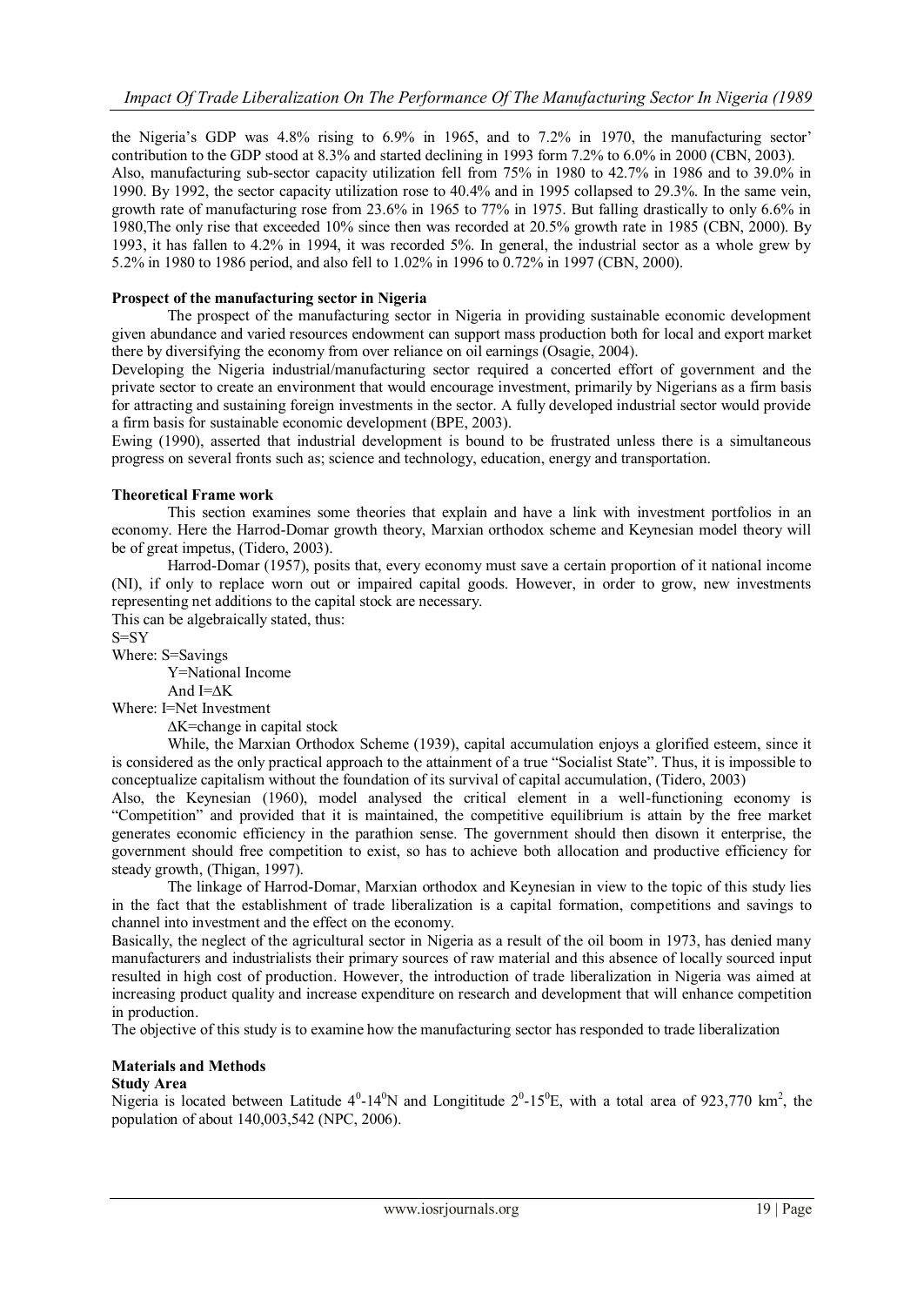the Nigeria's GDP was 4.8% rising to 6.9% in 1965, and to 7.2% in 1970, the manufacturing sector' contribution to the GDP stood at 8.3% and started declining in 1993 form 7.2% to 6.0% in 2000 (CBN, 2003).
Also, manufacturing sub-sector capacity utilization fell from 75% in 1980 to 42.7% in 1986 and to 39.0% in 1990. By 1992, the sector capacity utilization rose to 40.4% and in 1995 collapsed to 29.3%. In the same vein, growth rate of manufacturing rose from 23.6% in 1965 to 77% in 1975. But falling drastically to only 6.6% in 1980,The only rise that exceeded 10% since then was recorded at 20.5% growth rate in 1985 (CBN, 2000). By 1993, it has fallen to 4.2% in 1994, it was recorded 5%. In general, the industrial sector as a whole grew by 5.2% in 1980 to 1986 period, and also fell to 1.02% in 1996 to 0.72% in 1997 (CBN, 2000).

**Prospect of the manufacturing sector in Nigeria**

The prospect of the manufacturing sector in Nigeria in providing sustainable economic development given abundance and varied resources endowment can support mass production both for local and export market there by diversifying the economy from over reliance on oil earnings (Osagie, 2004).
Developing the Nigeria industrial/manufacturing sector required a concerted effort of government and the private sector to create an environment that would encourage investment, primarily by Nigerians as a firm basis for attracting and sustaining foreign investments in the sector. A fully developed industrial sector would provide a firm basis for sustainable economic development (BPE, 2003).
Ewing (1990), asserted that industrial development is bound to be frustrated unless there is a simultaneous progress on several fronts such as; science and technology, education, energy and transportation.

**Theoretical Frame work**

This section examines some theories that explain and have a link with investment portfolios in an economy. Here the Harrod-Domar growth theory, Marxian orthodox scheme and Keynesian model theory will be of great impetus, (Tidero, 2003).

Harrod-Domar (1957), posits that, every economy must save a certain proportion of it national income (NI), if only to replace worn out or impaired capital goods. However, in order to grow, new investments representing net additions to the capital stock are necessary.
This can be algebraically stated, thus:

$S=SY$

Where: S=Savings
Y=National Income
And $I=\Delta K$
Where: I=Net Investment
$\Delta K$=change in capital stock

While, the Marxian Orthodox Scheme (1939), capital accumulation enjoys a glorified esteem, since it is considered as the only practical approach to the attainment of a true "Socialist State". Thus, it is impossible to conceptualize capitalism without the foundation of its survival of capital accumulation, (Tidero, 2003)
Also, the Keynesian (1960), model analysed the critical element in a well-functioning economy is "Competition" and provided that it is maintained, the competitive equilibrium is attain by the free market generates economic efficiency in the parathion sense. The government should then disown it enterprise, the government should free competition to exist, so has to achieve both allocation and productive efficiency for steady growth, (Thigan, 1997).

The linkage of Harrod-Domar, Marxian orthodox and Keynesian in view to the topic of this study lies in the fact that the establishment of trade liberalization is a capital formation, competitions and savings to channel into investment and the effect on the economy.
Basically, the neglect of the agricultural sector in Nigeria as a result of the oil boom in 1973, has denied many manufacturers and industrialists their primary sources of raw material and this absence of locally sourced input resulted in high cost of production. However, the introduction of trade liberalization in Nigeria was aimed at increasing product quality and increase expenditure on research and development that will enhance competition in production.
The objective of this study is to examine how the manufacturing sector has responded to trade liberalization

**Materials and Methods**

**Study Area**

Nigeria is located between Latitude $4^0$-$14^0$N and Longititude $2^0$-$15^0$E, with a total area of 923,770 km$^2$, the population of about 140,003,542 (NPC, 2006).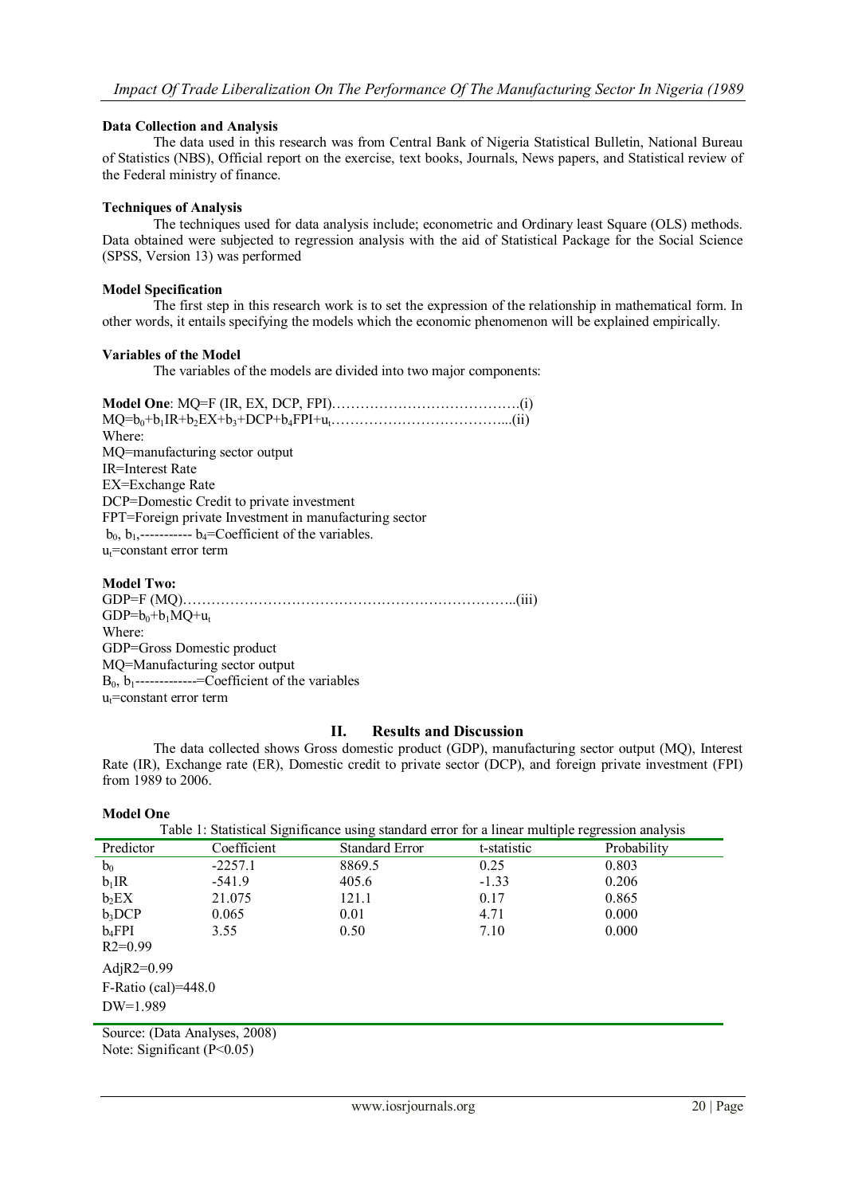**Data Collection and Analysis**

The data used in this research was from Central Bank of Nigeria Statistical Bulletin, National Bureau of Statistics (NBS), Official report on the exercise, text books, Journals, News papers, and Statistical review of the Federal ministry of finance.

**Techniques of Analysis**

The techniques used for data analysis include; econometric and Ordinary least Square (OLS) methods. Data obtained were subjected to regression analysis with the aid of Statistical Package for the Social Science (SPSS, Version 13) was performed

**Model Specification**

The first step in this research work is to set the expression of the relationship in mathematical form. In other words, it entails specifying the models which the economic phenomenon will be explained empirically.

**Variables of the Model**

The variables of the models are divided into two major components:

**Model One**: MQ=F (IR, EX, DCP, FPI)………………………………….(i)

$MQ=b_0+b_1IR+b_2EX+b_3+DCP+b_4FPI+u_t$………………………………...(ii)

Where:

MQ=manufacturing sector output

IR=Interest Rate

EX=Exchange Rate

DCP=Domestic Credit to private investment

FPT=Foreign private Investment in manufacturing sector

$b_0$, $b_1$,----------- $b_4$=Coefficient of the variables.

$u_t$=constant error term

**Model Two:**

GDP=F (MQ)……………………………………………………………..(iii)

$GDP=b_0+b_1MQ+u_t$

Where:

GDP=Gross Domestic product

MQ=Manufacturing sector output

$B_0$, $b_1$-------------=Coefficient of the variables

$u_t$=constant error term

## II. Results and Discussion

The data collected shows Gross domestic product (GDP), manufacturing sector output (MQ), Interest Rate (IR), Exchange rate (ER), Domestic credit to private sector (DCP), and foreign private investment (FPI) from 1989 to 2006.

**Model One**

Table 1: Statistical Significance using standard error for a linear multiple regression analysis

| Predictor | Coefficient | Standard Error | t-statistic | Probability |
|---|---|---|---|---|
| $b_0$ | -2257.1 | 8869.5 | 0.25 | 0.803 |
| $b_1$IR | -541.9 | 405.6 | -1.33 | 0.206 |
| $b_2$EX | 21.075 | 121.1 | 0.17 | 0.865 |
| $b_3$DCP | 0.065 | 0.01 | 4.71 | 0.000 |
| $b_4$FPI | 3.55 | 0.50 | 7.10 | 0.000 |
| R2=0.99 | | | | |
| AdjR2=0.99 | | | | |
| F-Ratio (cal)=448.0 | | | | |
| DW=1.989 | | | | |

Source: (Data Analyses, 2008)

Note: Significant ($P<0.05$)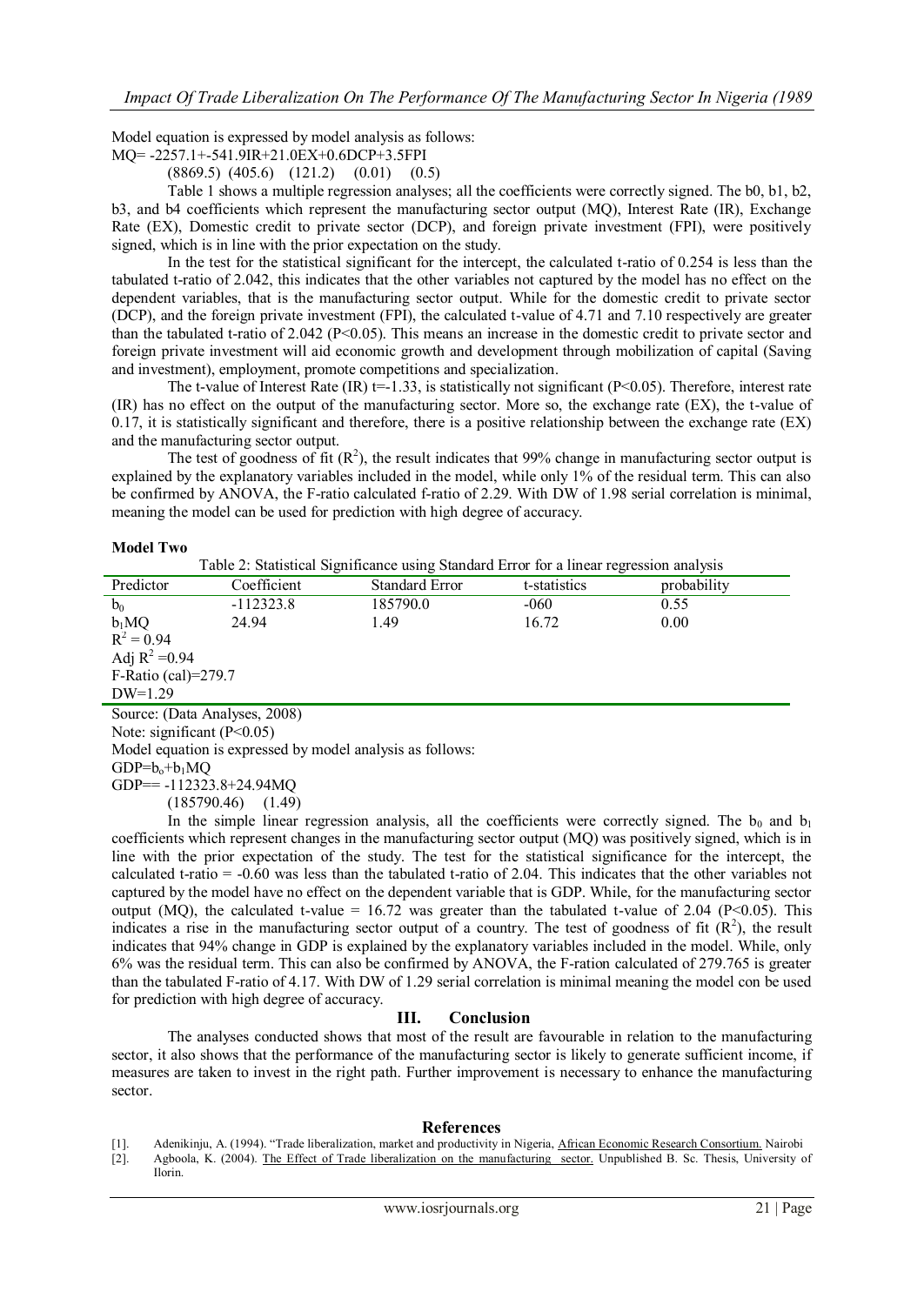Model equation is expressed by model analysis as follows:

MQ= -2257.1+-541.9IR+21.0EX+0.6DCP+3.5FPI

(8869.5) (405.6) (121.2) (0.01) (0.5)

Table 1 shows a multiple regression analyses; all the coefficients were correctly signed. The b0, b1, b2, b3, and b4 coefficients which represent the manufacturing sector output (MQ), Interest Rate (IR), Exchange Rate (EX), Domestic credit to private sector (DCP), and foreign private investment (FPI), were positively signed, which is in line with the prior expectation on the study.

In the test for the statistical significant for the intercept, the calculated t-ratio of 0.254 is less than the tabulated t-ratio of 2.042, this indicates that the other variables not captured by the model has no effect on the dependent variables, that is the manufacturing sector output. While for the domestic credit to private sector (DCP), and the foreign private investment (FPI), the calculated t-value of 4.71 and 7.10 respectively are greater than the tabulated t-ratio of 2.042 ($P<0.05$). This means an increase in the domestic credit to private sector and foreign private investment will aid economic growth and development through mobilization of capital (Saving and investment), employment, promote competitions and specialization.

The t-value of Interest Rate (IR) t=-1.33, is statistically not significant ($P<0.05$). Therefore, interest rate (IR) has no effect on the output of the manufacturing sector. More so, the exchange rate (EX), the t-value of 0.17, it is statistically significant and therefore, there is a positive relationship between the exchange rate (EX) and the manufacturing sector output.

The test of goodness of fit ($R^2$), the result indicates that 99% change in manufacturing sector output is explained by the explanatory variables included in the model, while only 1% of the residual term. This can also be confirmed by ANOVA, the F-ratio calculated f-ratio of 2.29. With DW of 1.98 serial correlation is minimal, meaning the model can be used for prediction with high degree of accuracy.

**Model Two**

Table 2: Statistical Significance using Standard Error for a linear regression analysis

| Predictor | Coefficient | Standard Error | t-statistics | probability |
|---|---|---|---|---|
| $b_0$ | -112323.8 | 185790.0 | -060 | 0.55 |
| $b_1$MQ | 24.94 | 1.49 | 16.72 | 0.00 |
| $R^2 = 0.94$ | | | | |
| Adj $R^2$ =0.94 | | | | |
| F-Ratio (cal)=279.7 | | | | |
| DW=1.29 | | | | |

Source: (Data Analyses, 2008)

Note: significant ($P<0.05$)

Model equation is expressed by model analysis as follows:

GDP=$b_o$+$b_1$MQ

GDP== -112323.8+24.94MQ

(185790.46) (1.49)

In the simple linear regression analysis, all the coefficients were correctly signed. The $b_0$ and $b_1$ coefficients which represent changes in the manufacturing sector output (MQ) was positively signed, which is in line with the prior expectation of the study. The test for the statistical significance for the intercept, the calculated t-ratio = -0.60 was less than the tabulated t-ratio of 2.04. This indicates that the other variables not captured by the model have no effect on the dependent variable that is GDP. While, for the manufacturing sector output (MQ), the calculated t-value = 16.72 was greater than the tabulated t-value of 2.04 ($P<0.05$). This indicates a rise in the manufacturing sector output of a country. The test of goodness of fit ($R^2$), the result indicates that 94% change in GDP is explained by the explanatory variables included in the model. While, only 6% was the residual term. This can also be confirmed by ANOVA, the F-ration calculated of 279.765 is greater than the tabulated F-ratio of 4.17. With DW of 1.29 serial correlation is minimal meaning the model con be used for prediction with high degree of accuracy.

## III. Conclusion

The analyses conducted shows that most of the result are favourable in relation to the manufacturing sector, it also shows that the performance of the manufacturing sector is likely to generate sufficient income, if measures are taken to invest in the right path. Further improvement is necessary to enhance the manufacturing sector.

## References

[1]. Adenikinju, A. (1994). "Trade liberalization, market and productivity in Nigeria, African Economic Research Consortium. Nairobi

[2]. Agboola, K. (2004). The Effect of Trade liberalization on the manufacturing sector. Unpublished B. Sc. Thesis, University of Ilorin.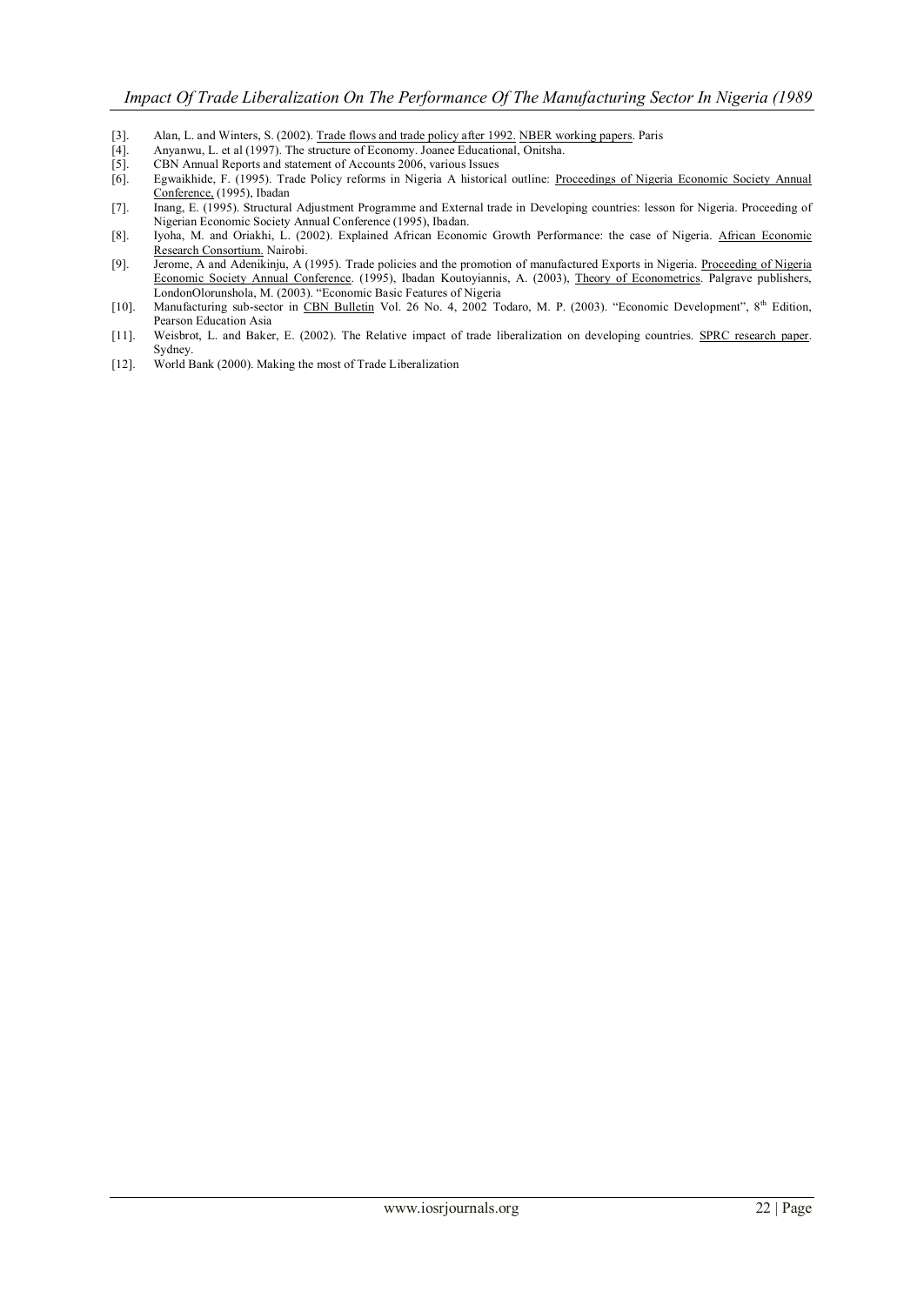[3]. Alan, L. and Winters, S. (2002). Trade flows and trade policy after 1992. NBER working papers. Paris

[4]. Anyanwu, L. et al (1997). The structure of Economy. Joanee Educational, Onitsha.

[5]. CBN Annual Reports and statement of Accounts 2006, various Issues

[6]. Egwaikhide, F. (1995). Trade Policy reforms in Nigeria A historical outline: Proceedings of Nigeria Economic Society Annual Conference, (1995), Ibadan

[7]. Inang, E. (1995). Structural Adjustment Programme and External trade in Developing countries: lesson for Nigeria. Proceeding of Nigerian Economic Society Annual Conference (1995), Ibadan.

[8]. Iyoha, M. and Oriakhi, L. (2002). Explained African Economic Growth Performance: the case of Nigeria. African Economic Research Consortium. Nairobi.

[9]. Jerome, A and Adenikinju, A (1995). Trade policies and the promotion of manufactured Exports in Nigeria. Proceeding of Nigeria Economic Society Annual Conference. (1995), Ibadan Koutoyiannis, A. (2003), Theory of Econometrics. Palgrave publishers, LondonOlorunshola, M. (2003). "Economic Basic Features of Nigeria

[10]. Manufacturing sub-sector in CBN Bulletin Vol. 26 No. 4, 2002 Todaro, M. P. (2003). "Economic Development", 8th Edition, Pearson Education Asia

[11]. Weisbrot, L. and Baker, E. (2002). The Relative impact of trade liberalization on developing countries. SPRC research paper. Sydney.

[12]. World Bank (2000). Making the most of Trade Liberalization